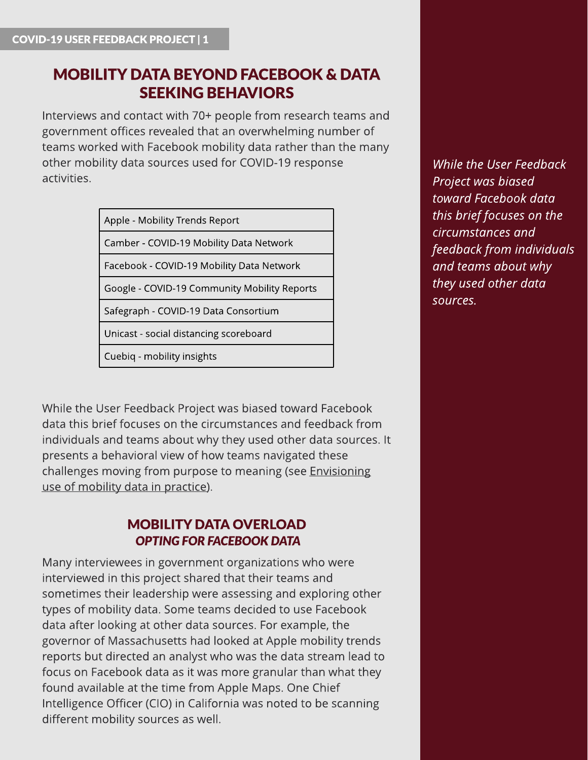# MOBILITY DATA BEYOND FACEBOOK & DATA SEEKING BEHAVIORS

Interviews and contact with 70+ people from research teams and government offices revealed that an overwhelming number of teams worked with Facebook mobility data rather than the many other mobility data sources used for COVID-19 response activities.

| Apple - Mobility Trends Report |
| --- |
| Camber - COVID-19 Mobility Data Network |
| Facebook - COVID-19 Mobility Data Network |
| Google - COVID-19 Community Mobility Reports |
| Safegraph - COVID-19 Data Consortium |
| Unicast - social distancing scoreboard |
| Cuebiq - mobility insights |

While the User Feedback Project was biased toward Facebook data this brief focuses on the circumstances and feedback from individuals and teams about why they used other data sources. It presents a behavioral view of how teams navigated these challenges moving from purpose to meaning (see Envisioning use of mobility data in practice).

> *While the User Feedback Project was biased toward Facebook data this brief focuses on the circumstances and feedback from individuals and teams about why they used other data sources.*

## MOBILITY DATA OVERLOAD
### *OPTING FOR FACEBOOK DATA*

Many interviewees in government organizations who were interviewed in this project shared that their teams and sometimes their leadership were assessing and exploring other types of mobility data. Some teams decided to use Facebook data after looking at other data sources. For example, the governor of Massachusetts had looked at Apple mobility trends reports but directed an analyst who was the data stream lead to focus on Facebook data as it was more granular than what they found available at the time from Apple Maps. One Chief Intelligence Officer (CIO) in California was noted to be scanning different mobility sources as well.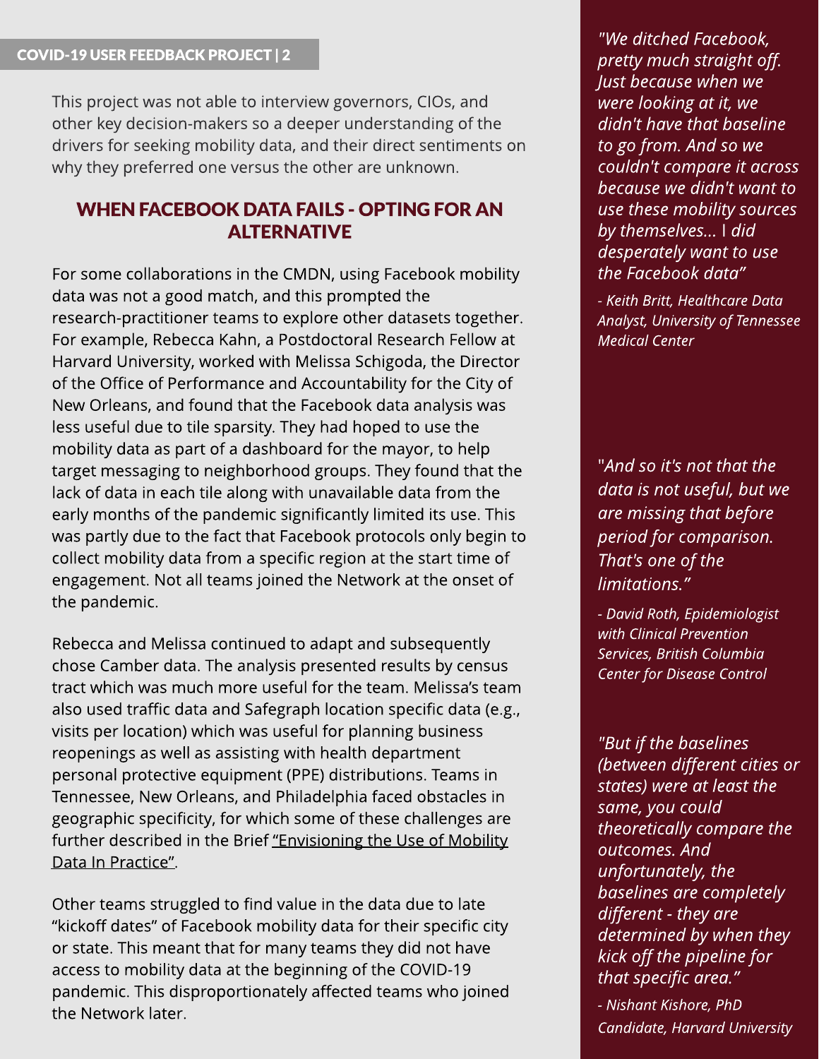This project was not able to interview governors, CIOs, and other key decision-makers so a deeper understanding of the drivers for seeking mobility data, and their direct sentiments on why they preferred one versus the other are unknown.

## WHEN FACEBOOK DATA FAILS - OPTING FOR AN ALTERNATIVE

For some collaborations in the CMDN, using Facebook mobility data was not a good match, and this prompted the research-practitioner teams to explore other datasets together. For example, Rebecca Kahn, a Postdoctoral Research Fellow at Harvard University, worked with Melissa Schigoda, the Director of the Office of Performance and Accountability for the City of New Orleans, and found that the Facebook data analysis was less useful due to tile sparsity. They had hoped to use the mobility data as part of a dashboard for the mayor, to help target messaging to neighborhood groups. They found that the lack of data in each tile along with unavailable data from the early months of the pandemic significantly limited its use. This was partly due to the fact that Facebook protocols only begin to collect mobility data from a specific region at the start time of engagement. Not all teams joined the Network at the onset of the pandemic.

Rebecca and Melissa continued to adapt and subsequently chose Camber data. The analysis presented results by census tract which was much more useful for the team. Melissa's team also used traffic data and Safegraph location specific data (e.g., visits per location) which was useful for planning business reopenings as well as assisting with health department personal protective equipment (PPE) distributions. Teams in Tennessee, New Orleans, and Philadelphia faced obstacles in geographic specificity, for which some of these challenges are further described in the Brief "Envisioning the Use of Mobility Data In Practice".

Other teams struggled to find value in the data due to late "kickoff dates" of Facebook mobility data for their specific city or state. This meant that for many teams they did not have access to mobility data at the beginning of the COVID-19 pandemic. This disproportionately affected teams who joined the Network later.

*"We ditched Facebook, pretty much straight off. Just because when we were looking at it, we didn't have that baseline to go from. And so we couldn't compare it across because we didn't want to use these mobility sources by themselves... I did desperately want to use the Facebook data"*

*- Keith Britt, Healthcare Data Analyst, University of Tennessee Medical Center*

*"And so it's not that the data is not useful, but we are missing that before period for comparison. That's one of the limitations."*

*- David Roth, Epidemiologist with Clinical Prevention Services, British Columbia Center for Disease Control*

*"But if the baselines (between different cities or states) were at least the same, you could theoretically compare the outcomes. And unfortunately, the baselines are completely different - they are determined by when they kick off the pipeline for that specific area."*

*- Nishant Kishore, PhD Candidate, Harvard University*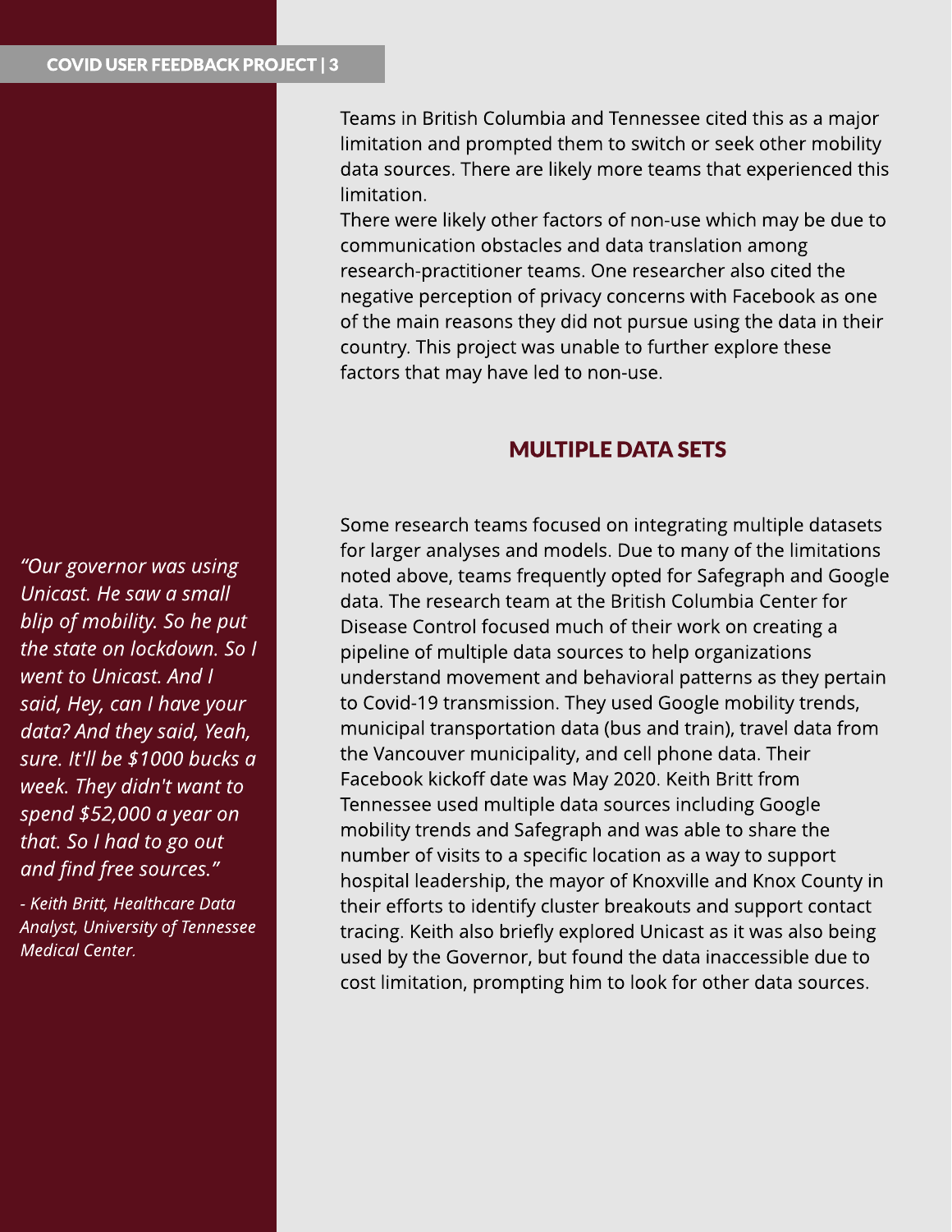Teams in British Columbia and Tennessee cited this as a major limitation and prompted them to switch or seek other mobility data sources. There are likely more teams that experienced this limitation.

There were likely other factors of non-use which may be due to communication obstacles and data translation among research-practitioner teams. One researcher also cited the negative perception of privacy concerns with Facebook as one of the main reasons they did not pursue using the data in their country. This project was unable to further explore these factors that may have led to non-use.

## MULTIPLE DATA SETS

Some research teams focused on integrating multiple datasets for larger analyses and models. Due to many of the limitations noted above, teams frequently opted for Safegraph and Google data. The research team at the British Columbia Center for Disease Control focused much of their work on creating a pipeline of multiple data sources to help organizations understand movement and behavioral patterns as they pertain to Covid-19 transmission. They used Google mobility trends, municipal transportation data (bus and train), travel data from the Vancouver municipality, and cell phone data. Their Facebook kickoff date was May 2020. Keith Britt from Tennessee used multiple data sources including Google mobility trends and Safegraph and was able to share the number of visits to a specific location as a way to support hospital leadership, the mayor of Knoxville and Knox County in their efforts to identify cluster breakouts and support contact tracing. Keith also briefly explored Unicast as it was also being used by the Governor, but found the data inaccessible due to cost limitation, prompting him to look for other data sources.

> *"Our governor was using Unicast. He saw a small blip of mobility. So he put the state on lockdown. So I went to Unicast. And I said, Hey, can I have your data? And they said, Yeah, sure. It'll be $1000 bucks a week. They didn't want to spend $52,000 a year on that. So I had to go out and find free sources."*
>
> *- Keith Britt, Healthcare Data Analyst, University of Tennessee Medical Center.*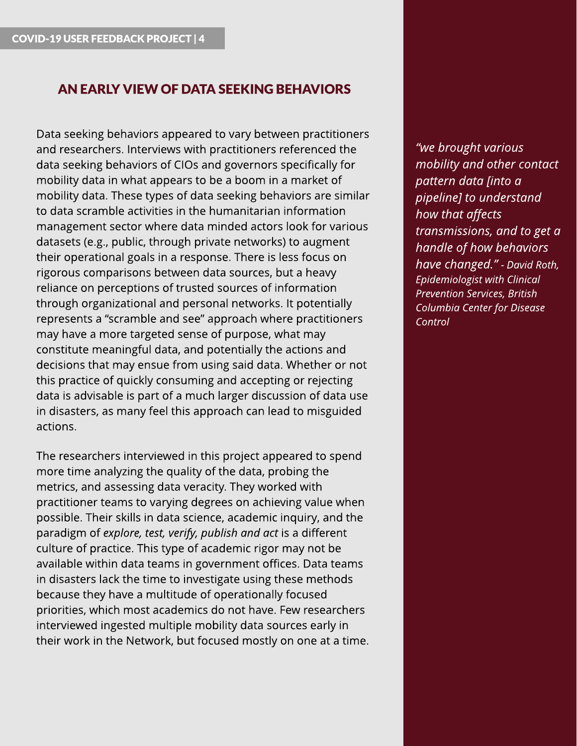## AN EARLY VIEW OF DATA SEEKING BEHAVIORS

Data seeking behaviors appeared to vary between practitioners and researchers. Interviews with practitioners referenced the data seeking behaviors of CIOs and governors specifically for mobility data in what appears to be a boom in a market of mobility data. These types of data seeking behaviors are similar to data scramble activities in the humanitarian information management sector where data minded actors look for various datasets (e.g., public, through private networks) to augment their operational goals in a response. There is less focus on rigorous comparisons between data sources, but a heavy reliance on perceptions of trusted sources of information through organizational and personal networks. It potentially represents a "scramble and see" approach where practitioners may have a more targeted sense of purpose, what may constitute meaningful data, and potentially the actions and decisions that may ensue from using said data. Whether or not this practice of quickly consuming and accepting or rejecting data is advisable is part of a much larger discussion of data use in disasters, as many feel this approach can lead to misguided actions.

The researchers interviewed in this project appeared to spend more time analyzing the quality of the data, probing the metrics, and assessing data veracity. They worked with practitioner teams to varying degrees on achieving value when possible. Their skills in data science, academic inquiry, and the paradigm of *explore, test, verify, publish and act* is a different culture of practice. This type of academic rigor may not be available within data teams in government offices. Data teams in disasters lack the time to investigate using these methods because they have a multitude of operationally focused priorities, which most academics do not have. Few researchers interviewed ingested multiple mobility data sources early in their work in the Network, but focused mostly on one at a time.

> *"we brought various mobility and other contact pattern data [into a pipeline] to understand how that affects transmissions, and to get a handle of how behaviors have changed." - David Roth, Epidemiologist with Clinical Prevention Services, British Columbia Center for Disease Control*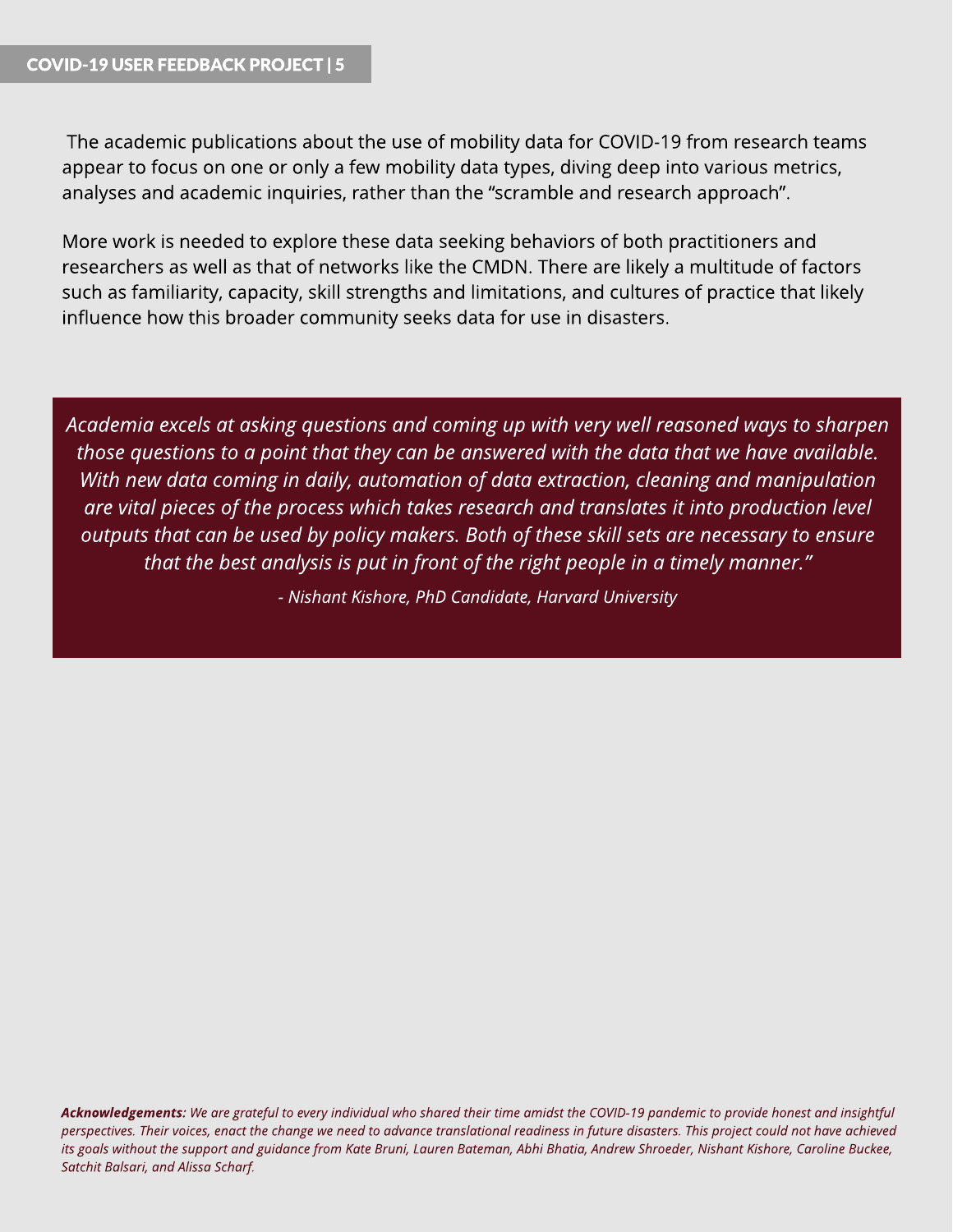The academic publications about the use of mobility data for COVID-19 from research teams appear to focus on one or only a few mobility data types, diving deep into various metrics, analyses and academic inquiries, rather than the "scramble and research approach".

More work is needed to explore these data seeking behaviors of both practitioners and researchers as well as that of networks like the CMDN. There are likely a multitude of factors such as familiarity, capacity, skill strengths and limitations, and cultures of practice that likely influence how this broader community seeks data for use in disasters.

> *Academia excels at asking questions and coming up with very well reasoned ways to sharpen those questions to a point that they can be answered with the data that we have available. With new data coming in daily, automation of data extraction, cleaning and manipulation are vital pieces of the process which takes research and translates it into production level outputs that can be used by policy makers. Both of these skill sets are necessary to ensure that the best analysis is put in front of the right people in a timely manner."*
>
> *- Nishant Kishore, PhD Candidate, Harvard University*

***Acknowledgements:*** *We are grateful to every individual who shared their time amidst the COVID-19 pandemic to provide honest and insightful perspectives. Their voices, enact the change we need to advance translational readiness in future disasters. This project could not have achieved its goals without the support and guidance from Kate Bruni, Lauren Bateman, Abhi Bhatia, Andrew Shroeder, Nishant Kishore, Caroline Buckee, Satchit Balsari, and Alissa Scharf.*